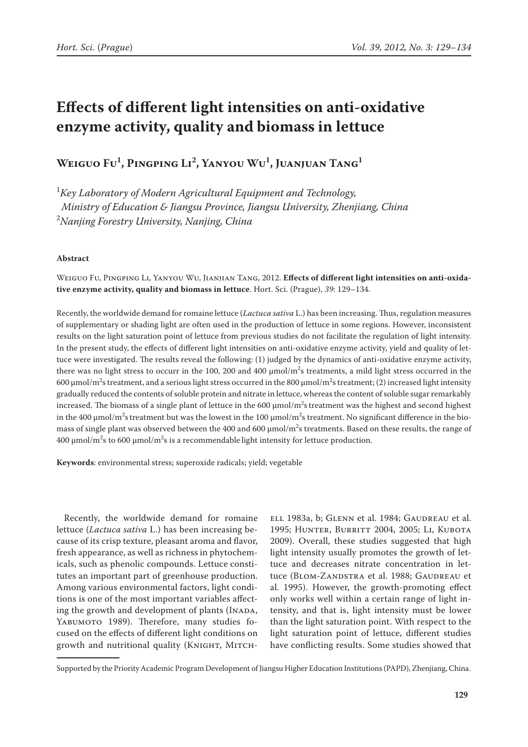# Effects of different light intensities on anti-oxidative enzyme activity, quality and biomass in lettuce

**Weiguo Fu[1], Pingping Li[2], Yanyou Wu[1], Juanjuan Tang[1]**

[1]*Key Laboratory of Modern Agricultural Equipment and Technology, Ministry of Education & Jiangsu Province, Jiangsu University, Zhenjiang, China*
[2]*Nanjing Forestry University, Nanjing, China*

#### Abstract

Weiguo Fu, Pingping Li, Yanyou Wu, Jianjian Tang, 2012. **Effects of different light intensities on anti-oxidative enzyme activity, quality and biomass in lettuce**. Hort. Sci. (Prague), *39*: 129–134.

Recently, the worldwide demand for romaine lettuce (*Lactuca sativa* L.) has been increasing. Thus, regulation measures of supplementary or shading light are often used in the production of lettuce in some regions. However, inconsistent results on the light saturation point of lettuce from previous studies do not facilitate the regulation of light intensity. In the present study, the effects of different light intensities on anti-oxidative enzyme activity, yield and quality of lettuce were investigated. The results reveal the following: (1) judged by the dynamics of anti-oxidative enzyme activity, there was no light stress to occurr in the 100, 200 and 400 μmol/m$^2$s treatments, a mild light stress occurred in the 600 μmol/m$^2$s treatment, and a serious light stress occurred in the 800 μmol/m$^2$s treatment; (2) increased light intensity gradually reduced the contents of soluble protein and nitrate in lettuce, whereas the content of soluble sugar remarkably increased. The biomass of a single plant of lettuce in the 600 μmol/m$^2$s treatment was the highest and second highest in the 400 μmol/m$^2$s treatment but was the lowest in the 100 μmol/m$^2$s treatment. No significant difference in the biomass of single plant was observed between the 400 and 600 μmol/m$^2$s treatments. Based on these results, the range of 400 μmol/m$^2$s to 600 μmol/m$^2$s is a recommendable light intensity for lettuce production.

**Keywords**: environmental stress; superoxide radicals; yield; vegetable

Recently, the worldwide demand for romaine lettuce (*Lactuca sativa* L.) has been increasing because of its crisp texture, pleasant aroma and flavor, fresh appearance, as well as richness in phytochemicals, such as phenolic compounds. Lettuce constitutes an important part of greenhouse production. Among various environmental factors, light conditions is one of the most important variables affecting the growth and development of plants (Inada, Yabumoto 1989). Therefore, many studies focused on the effects of different light conditions on growth and nutritional quality (Knight, Mitchell 1983a, b; Glenn et al. 1984; Gaudreau et al. 1995; Hunter, Burritt 2004, 2005; Li, Kubota 2009). Overall, these studies suggested that high light intensity usually promotes the growth of lettuce and decreases nitrate concentration in lettuce (Blom-Zandstra et al. 1988; Gaudreau et al. 1995). However, the growth-promoting effect only works well within a certain range of light intensity, and that is, light intensity must be lower than the light saturation point. With respect to the light saturation point of lettuce, different studies have conflicting results. Some studies showed that

Supported by the Priority Academic Program Development of Jiangsu Higher Education Institutions (PAPD), Zhenjiang, China.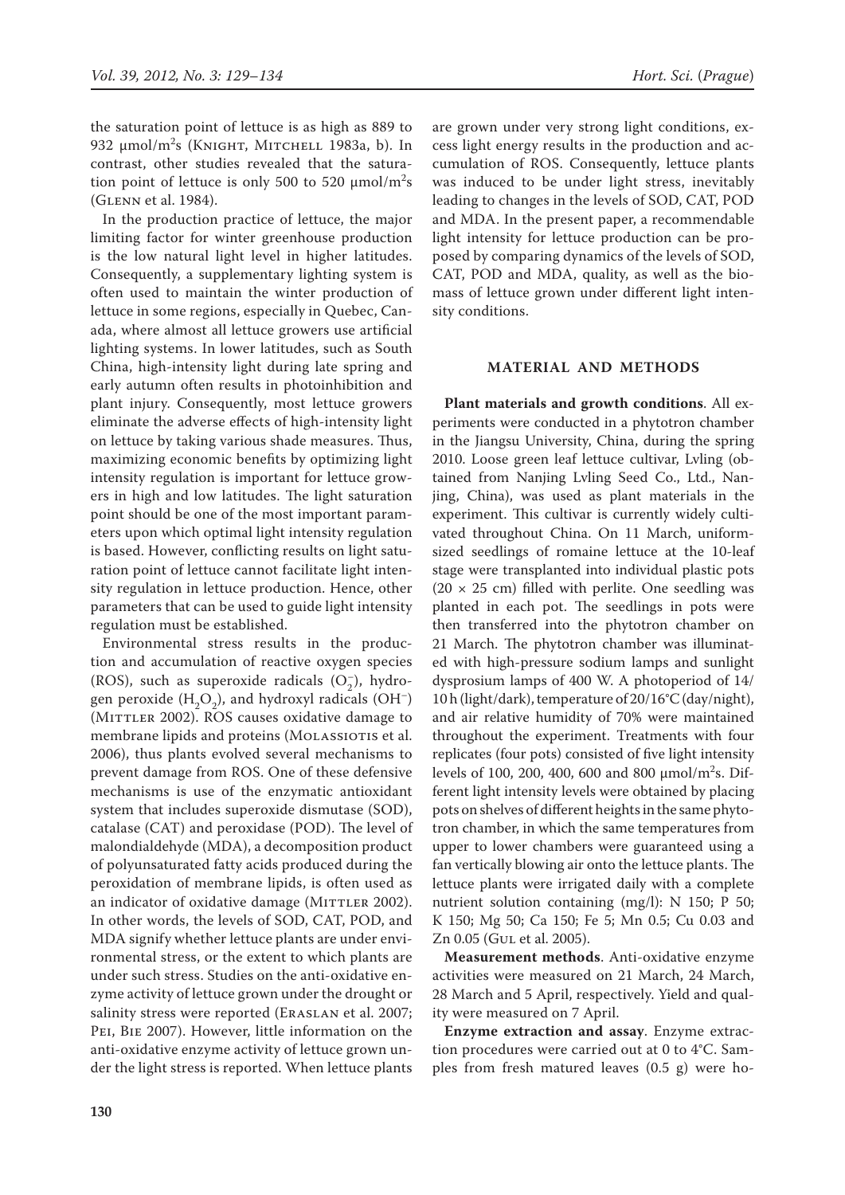the saturation point of lettuce is as high as 889 to 932 μmol/m$^2$s (Knight, Mitchell 1983a, b). In contrast, other studies revealed that the saturation point of lettuce is only 500 to 520 μmol/m$^2$s (Glenn et al. 1984).

In the production practice of lettuce, the major limiting factor for winter greenhouse production is the low natural light level in higher latitudes. Consequently, a supplementary lighting system is often used to maintain the winter production of lettuce in some regions, especially in Quebec, Canada, where almost all lettuce growers use artificial lighting systems. In lower latitudes, such as South China, high-intensity light during late spring and early autumn often results in photoinhibition and plant injury. Consequently, most lettuce growers eliminate the adverse effects of high-intensity light on lettuce by taking various shade measures. Thus, maximizing economic benefits by optimizing light intensity regulation is important for lettuce growers in high and low latitudes. The light saturation point should be one of the most important parameters upon which optimal light intensity regulation is based. However, conflicting results on light saturation point of lettuce cannot facilitate light intensity regulation in lettuce production. Hence, other parameters that can be used to guide light intensity regulation must be established.

Environmental stress results in the production and accumulation of reactive oxygen species (ROS), such as superoxide radicals ($O_2^-$), hydrogen peroxide ($H_2O_2$), and hydroxyl radicals ($OH^-$) (Mittler 2002). ROS causes oxidative damage to membrane lipids and proteins (Molassiotis et al. 2006), thus plants evolved several mechanisms to prevent damage from ROS. One of these defensive mechanisms is use of the enzymatic antioxidant system that includes superoxide dismutase (SOD), catalase (CAT) and peroxidase (POD). The level of malondialdehyde (MDA), a decomposition product of polyunsaturated fatty acids produced during the peroxidation of membrane lipids, is often used as an indicator of oxidative damage (Mittler 2002). In other words, the levels of SOD, CAT, POD, and MDA signify whether lettuce plants are under environmental stress, or the extent to which plants are under such stress. Studies on the anti-oxidative enzyme activity of lettuce grown under the drought or salinity stress were reported (Eraslan et al. 2007; Pei, Bie 2007). However, little information on the anti-oxidative enzyme activity of lettuce grown under the light stress is reported. When lettuce plants are grown under very strong light conditions, excess light energy results in the production and accumulation of ROS. Consequently, lettuce plants was induced to be under light stress, inevitably leading to changes in the levels of SOD, CAT, POD and MDA. In the present paper, a recommendable light intensity for lettuce production can be proposed by comparing dynamics of the levels of SOD, CAT, POD and MDA, quality, as well as the biomass of lettuce grown under different light intensity conditions.

## MATERIAL AND METHODS

**Plant materials and growth conditions**. All experiments were conducted in a phytotron chamber in the Jiangsu University, China, during the spring 2010. Loose green leaf lettuce cultivar, Lvling (obtained from Nanjing Lvling Seed Co., Ltd., Nanjing, China), was used as plant materials in the experiment. This cultivar is currently widely cultivated throughout China. On 11 March, uniform-sized seedlings of romaine lettuce at the 10-leaf stage were transplanted into individual plastic pots (20 × 25 cm) filled with perlite. One seedling was planted in each pot. The seedlings in pots were then transferred into the phytotron chamber on 21 March. The phytotron chamber was illuminated with high-pressure sodium lamps and sunlight dysprosium lamps of 400 W. A photoperiod of 14/10 h (light/dark), temperature of 20/16°C (day/night), and air relative humidity of 70% were maintained throughout the experiment. Treatments with four replicates (four pots) consisted of five light intensity levels of 100, 200, 400, 600 and 800 μmol/m$^2$s. Different light intensity levels were obtained by placing pots on shelves of different heights in the same phytotron chamber, in which the same temperatures from upper to lower chambers were guaranteed using a fan vertically blowing air onto the lettuce plants. The lettuce plants were irrigated daily with a complete nutrient solution containing (mg/l): N 150; P 50; K 150; Mg 50; Ca 150; Fe 5; Mn 0.5; Cu 0.03 and Zn 0.05 (Gul et al. 2005).

**Measurement methods**. Anti-oxidative enzyme activities were measured on 21 March, 24 March, 28 March and 5 April, respectively. Yield and quality were measured on 7 April.

**Enzyme extraction and assay**. Enzyme extraction procedures were carried out at 0 to 4°C. Samples from fresh matured leaves (0.5 g) were ho-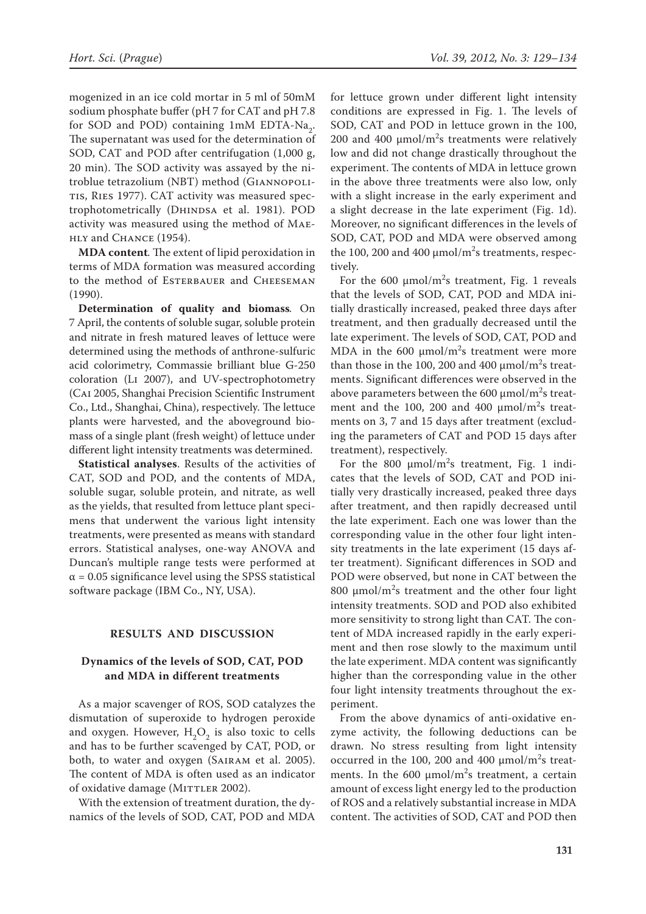mogenized in an ice cold mortar in 5 ml of 50mM sodium phosphate buffer (pH 7 for CAT and pH 7.8 for SOD and POD) containing 1mM EDTA-$Na_2$. The supernatant was used for the determination of SOD, CAT and POD after centrifugation (1,000 g, 20 min). The SOD activity was assayed by the nitroblue tetrazolium (NBT) method (Giannopolitis, Ries 1977). CAT activity was measured spectrophotometrically (Dhindsa et al. 1981). POD activity was measured using the method of Maehly and Chance (1954).

**MDA content**. The extent of lipid peroxidation in terms of MDA formation was measured according to the method of Esterbauer and Cheeseman (1990).

**Determination of quality and biomass**. On 7 April, the contents of soluble sugar, soluble protein and nitrate in fresh matured leaves of lettuce were determined using the methods of anthrone-sulfuric acid colorimetry, Commassie brilliant blue G-250 coloration (Li 2007), and UV-spectrophotometry (Cai 2005, Shanghai Precision Scientific Instrument Co., Ltd., Shanghai, China), respectively. The lettuce plants were harvested, and the aboveground biomass of a single plant (fresh weight) of lettuce under different light intensity treatments was determined.

**Statistical analyses**. Results of the activities of CAT, SOD and POD, and the contents of MDA, soluble sugar, soluble protein, and nitrate, as well as the yields, that resulted from lettuce plant specimens that underwent the various light intensity treatments, were presented as means with standard errors. Statistical analyses, one-way ANOVA and Duncan's multiple range tests were performed at $\alpha = 0.05$ significance level using the SPSS statistical software package (IBM Co., NY, USA).

## RESULTS AND DISCUSSION

### Dynamics of the levels of SOD, CAT, POD and MDA in different treatments

As a major scavenger of ROS, SOD catalyzes the dismutation of superoxide to hydrogen peroxide and oxygen. However, $H_2O_2$ is also toxic to cells and has to be further scavenged by CAT, POD, or both, to water and oxygen (Sairam et al. 2005). The content of MDA is often used as an indicator of oxidative damage (Mittler 2002).

With the extension of treatment duration, the dynamics of the levels of SOD, CAT, POD and MDA for lettuce grown under different light intensity conditions are expressed in Fig. 1. The levels of SOD, CAT and POD in lettuce grown in the 100, 200 and 400 $\mu mol/m^2s$ treatments were relatively low and did not change drastically throughout the experiment. The contents of MDA in lettuce grown in the above three treatments were also low, only with a slight increase in the early experiment and a slight decrease in the late experiment (Fig. 1d). Moreover, no significant differences in the levels of SOD, CAT, POD and MDA were observed among the 100, 200 and 400 $\mu mol/m^2s$ treatments, respectively.

For the 600 $\mu mol/m^2s$ treatment, Fig. 1 reveals that the levels of SOD, CAT, POD and MDA initially drastically increased, peaked three days after treatment, and then gradually decreased until the late experiment. The levels of SOD, CAT, POD and MDA in the 600 $\mu mol/m^2s$ treatment were more than those in the 100, 200 and 400 $\mu mol/m^2s$ treatments. Significant differences were observed in the above parameters between the 600 $\mu mol/m^2s$ treatment and the 100, 200 and 400 $\mu mol/m^2s$ treatments on 3, 7 and 15 days after treatment (excluding the parameters of CAT and POD 15 days after treatment), respectively.

For the 800 $\mu mol/m^2s$ treatment, Fig. 1 indicates that the levels of SOD, CAT and POD initially very drastically increased, peaked three days after treatment, and then rapidly decreased until the late experiment. Each one was lower than the corresponding value in the other four light intensity treatments in the late experiment (15 days after treatment). Significant differences in SOD and POD were observed, but none in CAT between the 800 $\mu mol/m^2s$ treatment and the other four light intensity treatments. SOD and POD also exhibited more sensitivity to strong light than CAT. The content of MDA increased rapidly in the early experiment and then rose slowly to the maximum until the late experiment. MDA content was significantly higher than the corresponding value in the other four light intensity treatments throughout the experiment.

From the above dynamics of anti-oxidative enzyme activity, the following deductions can be drawn. No stress resulting from light intensity occurred in the 100, 200 and 400 $\mu mol/m^2s$ treatments. In the 600 $\mu mol/m^2s$ treatment, a certain amount of excess light energy led to the production of ROS and a relatively substantial increase in MDA content. The activities of SOD, CAT and POD then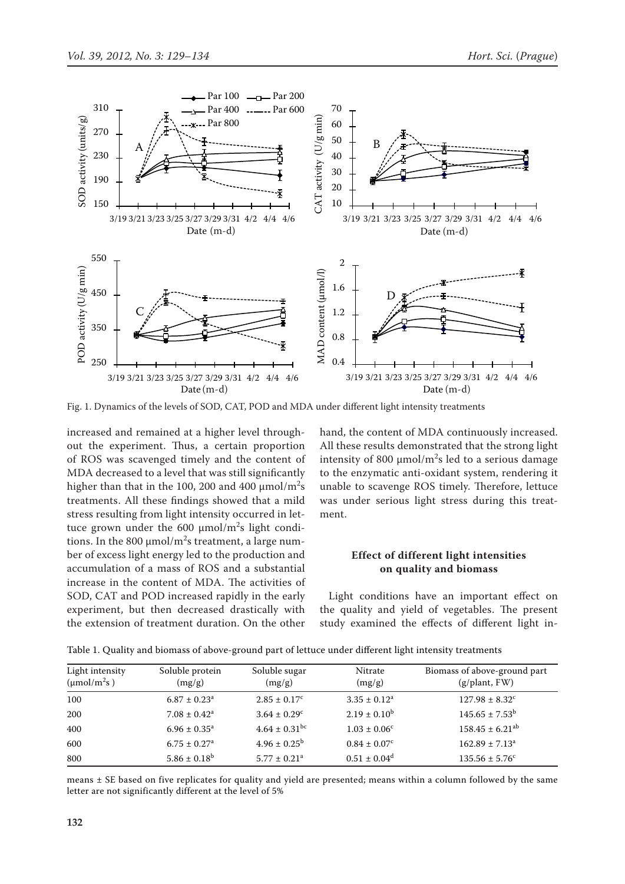Fig. 1. Dynamics of the levels of SOD, CAT, POD and MDA under different light intensity treatments

increased and remained at a higher level throughout the experiment. Thus, a certain proportion of ROS was scavenged timely and the content of MDA decreased to a level that was still significantly higher than that in the 100, 200 and 400 μmol/m$^2$s treatments. All these findings showed that a mild stress resulting from light intensity occurred in lettuce grown under the 600 μmol/m$^2$s light conditions. In the 800 μmol/m$^2$s treatment, a large number of excess light energy led to the production and accumulation of a mass of ROS and a substantial increase in the content of MDA. The activities of SOD, CAT and POD increased rapidly in the early experiment, but then decreased drastically with the extension of treatment duration. On the other hand, the content of MDA continuously increased. All these results demonstrated that the strong light intensity of 800 μmol/m$^2$s led to a serious damage to the enzymatic anti-oxidant system, rendering it unable to scavenge ROS timely. Therefore, lettuce was under serious light stress during this treatment.

### Effect of different light intensities on quality and biomass

Light conditions have an important effect on the quality and yield of vegetables. The present study examined the effects of different light in-

Table 1. Quality and biomass of above-ground part of lettuce under different light intensity treatments

| Light intensity (μmol/m$^2$s) | Soluble protein (mg/g) | Soluble sugar (mg/g) | Nitrate (mg/g) | Biomass of above-ground part (g/plant, FW) |
|---|---|---|---|---|
| 100 | $6.87 \pm 0.23^{a}$ | $2.85 \pm 0.17^{c}$ | $3.35 \pm 0.12^{a}$ | $127.98 \pm 8.32^{c}$ |
| 200 | $7.08 \pm 0.42^{a}$ | $3.64 \pm 0.29^{c}$ | $2.19 \pm 0.10^{b}$ | $145.65 \pm 7.53^{b}$ |
| 400 | $6.96 \pm 0.35^{a}$ | $4.64 \pm 0.31^{bc}$ | $1.03 \pm 0.06^{c}$ | $158.45 \pm 6.21^{ab}$ |
| 600 | $6.75 \pm 0.27^{a}$ | $4.96 \pm 0.25^{b}$ | $0.84 \pm 0.07^{c}$ | $162.89 \pm 7.13^{a}$ |
| 800 | $5.86 \pm 0.18^{b}$ | $5.77 \pm 0.21^{a}$ | $0.51 \pm 0.04^{d}$ | $135.56 \pm 5.76^{c}$ |

means ± SE based on five replicates for quality and yield are presented; means within a column followed by the same letter are not significantly different at the level of 5%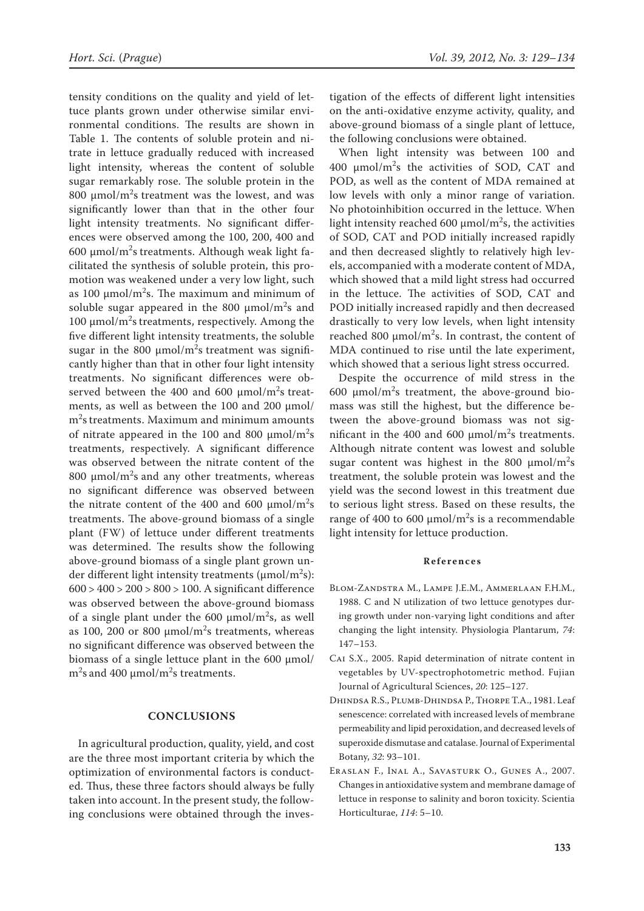tensity conditions on the quality and yield of lettuce plants grown under otherwise similar environmental conditions. The results are shown in Table 1. The contents of soluble protein and nitrate in lettuce gradually reduced with increased light intensity, whereas the content of soluble sugar remarkably rose. The soluble protein in the 800 μmol/$m^2$s treatment was the lowest, and was significantly lower than that in the other four light intensity treatments. No significant differences were observed among the 100, 200, 400 and 600 μmol/$m^2$s treatments. Although weak light facilitated the synthesis of soluble protein, this promotion was weakened under a very low light, such as 100 μmol/$m^2$s. The maximum and minimum of soluble sugar appeared in the 800 μmol/$m^2$s and 100 μmol/$m^2$s treatments, respectively. Among the five different light intensity treatments, the soluble sugar in the 800 μmol/$m^2$s treatment was significantly higher than that in other four light intensity treatments. No significant differences were observed between the 400 and 600 μmol/$m^2$s treatments, as well as between the 100 and 200 μmol/$m^2$s treatments. Maximum and minimum amounts of nitrate appeared in the 100 and 800 μmol/$m^2$s treatments, respectively. A significant difference was observed between the nitrate content of the 800 μmol/$m^2$s and any other treatments, whereas no significant difference was observed between the nitrate content of the 400 and 600 μmol/$m^2$s treatments. The above-ground biomass of a single plant (FW) of lettuce under different treatments was determined. The results show the following above-ground biomass of a single plant grown under different light intensity treatments (μmol/$m^2$s): 600 > 400 > 200 > 800 > 100. A significant difference was observed between the above-ground biomass of a single plant under the 600 μmol/$m^2$s, as well as 100, 200 or 800 μmol/$m^2$s treatments, whereas no significant difference was observed between the biomass of a single lettuce plant in the 600 μmol/$m^2$s and 400 μmol/$m^2$s treatments.

## CONCLUSIONS

In agricultural production, quality, yield, and cost are the three most important criteria by which the optimization of environmental factors is conducted. Thus, these three factors should always be fully taken into account. In the present study, the following conclusions were obtained through the investigation of the effects of different light intensities on the anti-oxidative enzyme activity, quality, and above-ground biomass of a single plant of lettuce, the following conclusions were obtained.

When light intensity was between 100 and 400 μmol/$m^2$s the activities of SOD, CAT and POD, as well as the content of MDA remained at low levels with only a minor range of variation. No photoinhibition occurred in the lettuce. When light intensity reached 600 μmol/$m^2$s, the activities of SOD, CAT and POD initially increased rapidly and then decreased slightly to relatively high levels, accompanied with a moderate content of MDA, which showed that a mild light stress had occurred in the lettuce. The activities of SOD, CAT and POD initially increased rapidly and then decreased drastically to very low levels, when light intensity reached 800 μmol/$m^2$s. In contrast, the content of MDA continued to rise until the late experiment, which showed that a serious light stress occurred.

Despite the occurrence of mild stress in the 600 μmol/$m^2$s treatment, the above-ground biomass was still the highest, but the difference between the above-ground biomass was not significant in the 400 and 600 μmol/$m^2$s treatments. Although nitrate content was lowest and soluble sugar content was highest in the 800 μmol/$m^2$s treatment, the soluble protein was lowest and the yield was the second lowest in this treatment due to serious light stress. Based on these results, the range of 400 to 600 μmol/$m^2$s is a recommendable light intensity for lettuce production.

### References

Blom-Zandstra M., Lampe J.E.M., Ammerlaan F.H.M., 1988. C and N utilization of two lettuce genotypes during growth under non-varying light conditions and after changing the light intensity. Physiologia Plantarum, *74*: 147–153.

Cai S.X., 2005. Rapid determination of nitrate content in vegetables by UV-spectrophotometric method. Fujian Journal of Agricultural Sciences, *20*: 125–127.

Dhindsa R.S., Plumb-Dhindsa P., Thorpe T.A., 1981. Leaf senescence: correlated with increased levels of membrane permeability and lipid peroxidation, and decreased levels of superoxide dismutase and catalase. Journal of Experimental Botany, *32*: 93–101.

Eraslan F., Inal A., Savasturk O., Gunes A., 2007. Changes in antioxidative system and membrane damage of lettuce in response to salinity and boron toxicity. Scientia Horticulturae, *114*: 5–10.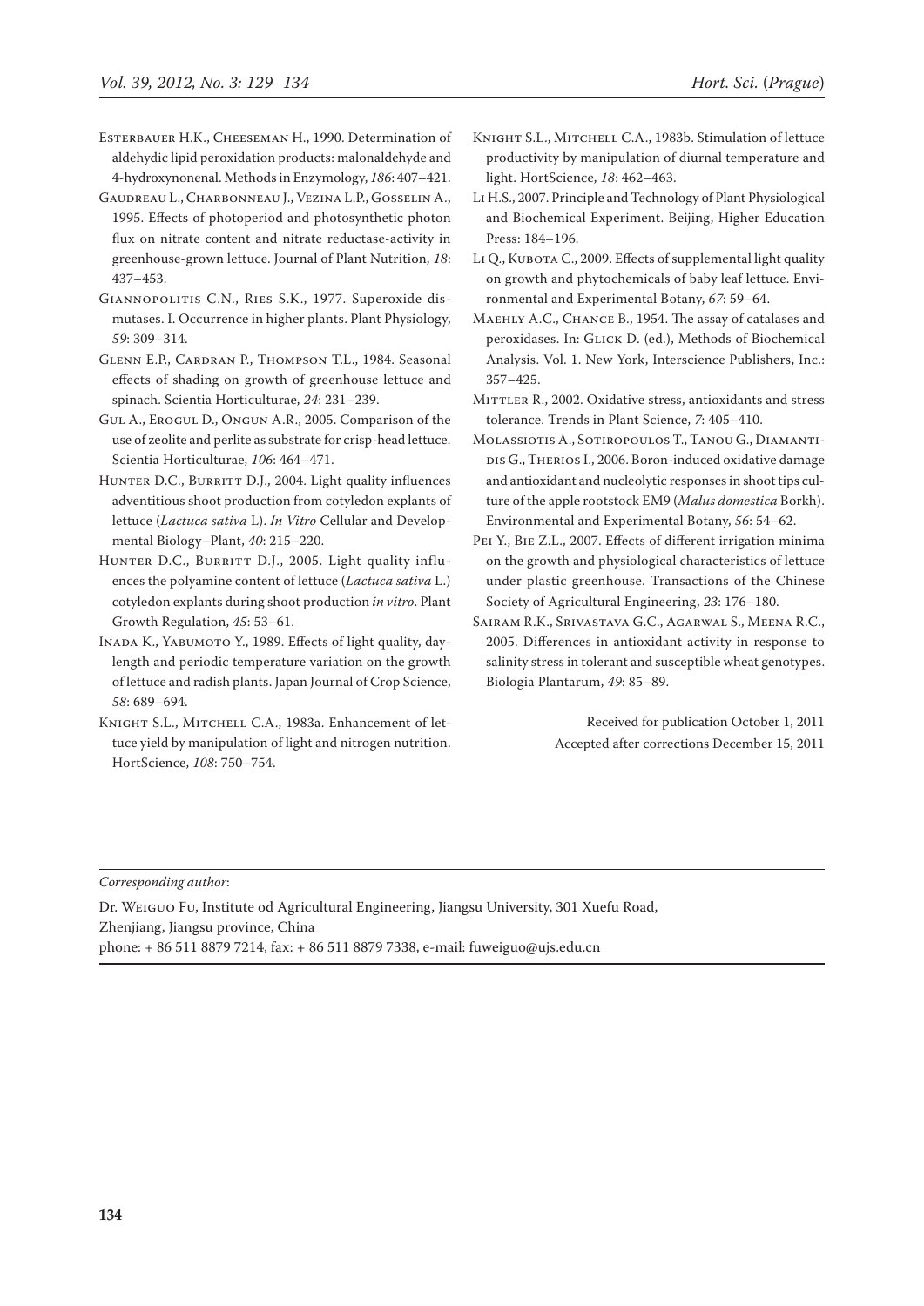Esterbauer H.K., Cheeseman H., 1990. Determination of aldehydic lipid peroxidation products: malonaldehyde and 4-hydroxynonenal. Methods in Enzymology, *186*: 407–421.

Gaudreau L., Charbonneau J., Vezina L.P., Gosselin A., 1995. Effects of photoperiod and photosynthetic photon flux on nitrate content and nitrate reductase-activity in greenhouse-grown lettuce. Journal of Plant Nutrition, *18*: 437–453.

Giannopolitis C.N., Ries S.K., 1977. Superoxide dismutases. I. Occurrence in higher plants. Plant Physiology, *59*: 309–314.

Glenn E.P., Cardran P., Thompson T.L., 1984. Seasonal effects of shading on growth of greenhouse lettuce and spinach. Scientia Horticulturae, *24*: 231–239.

Gul A., Erogul D., Ongun A.R., 2005. Comparison of the use of zeolite and perlite as substrate for crisp-head lettuce. Scientia Horticulturae, *106*: 464–471.

Hunter D.C., Burritt D.J., 2004. Light quality influences adventitious shoot production from cotyledon explants of lettuce (*Lactuca sativa* L). *In Vitro* Cellular and Developmental Biology–Plant, *40*: 215–220.

Hunter D.C., Burritt D.J., 2005. Light quality influences the polyamine content of lettuce (*Lactuca sativa* L.) cotyledon explants during shoot production *in vitro*. Plant Growth Regulation, *45*: 53–61.

Inada K., Yabumoto Y., 1989. Effects of light quality, daylength and periodic temperature variation on the growth of lettuce and radish plants. Japan Journal of Crop Science, *58*: 689–694.

Knight S.L., Mitchell C.A., 1983a. Enhancement of lettuce yield by manipulation of light and nitrogen nutrition. HortScience, *108*: 750–754.

Knight S.L., Mitchell C.A., 1983b. Stimulation of lettuce productivity by manipulation of diurnal temperature and light. HortScience, *18*: 462–463.

Li H.S., 2007. Principle and Technology of Plant Physiological and Biochemical Experiment. Beijing, Higher Education Press: 184–196.

Li Q., Kubota C., 2009. Effects of supplemental light quality on growth and phytochemicals of baby leaf lettuce. Environmental and Experimental Botany, *67*: 59–64.

Maehly A.C., Chance B., 1954. The assay of catalases and peroxidases. In: Glick D. (ed.), Methods of Biochemical Analysis. Vol. 1. New York, Interscience Publishers, Inc.: 357–425.

Mittler R., 2002. Oxidative stress, antioxidants and stress tolerance. Trends in Plant Science, *7*: 405–410.

Molassiotis A., Sotiropoulos T., Tanou G., Diamantidis G., Therios I., 2006. Boron-induced oxidative damage and antioxidant and nucleolytic responses in shoot tips culture of the apple rootstock EM9 (*Malus domestica* Borkh). Environmental and Experimental Botany, *56*: 54–62.

Pei Y., Bie Z.L., 2007. Effects of different irrigation minima on the growth and physiological characteristics of lettuce under plastic greenhouse. Transactions of the Chinese Society of Agricultural Engineering, *23*: 176–180.

Sairam R.K., Srivastava G.C., Agarwal S., Meena R.C., 2005. Differences in antioxidant activity in response to salinity stress in tolerant and susceptible wheat genotypes. Biologia Plantarum, *49*: 85–89.

Received for publication October 1, 2011
Accepted after corrections December 15, 2011

*Corresponding author*:

Dr. Weiguo Fu, Institute od Agricultural Engineering, Jiangsu University, 301 Xuefu Road, Zhenjiang, Jiangsu province, China
phone: + 86 511 8879 7214, fax: + 86 511 8879 7338, e-mail: fuweiguo@ujs.edu.cn